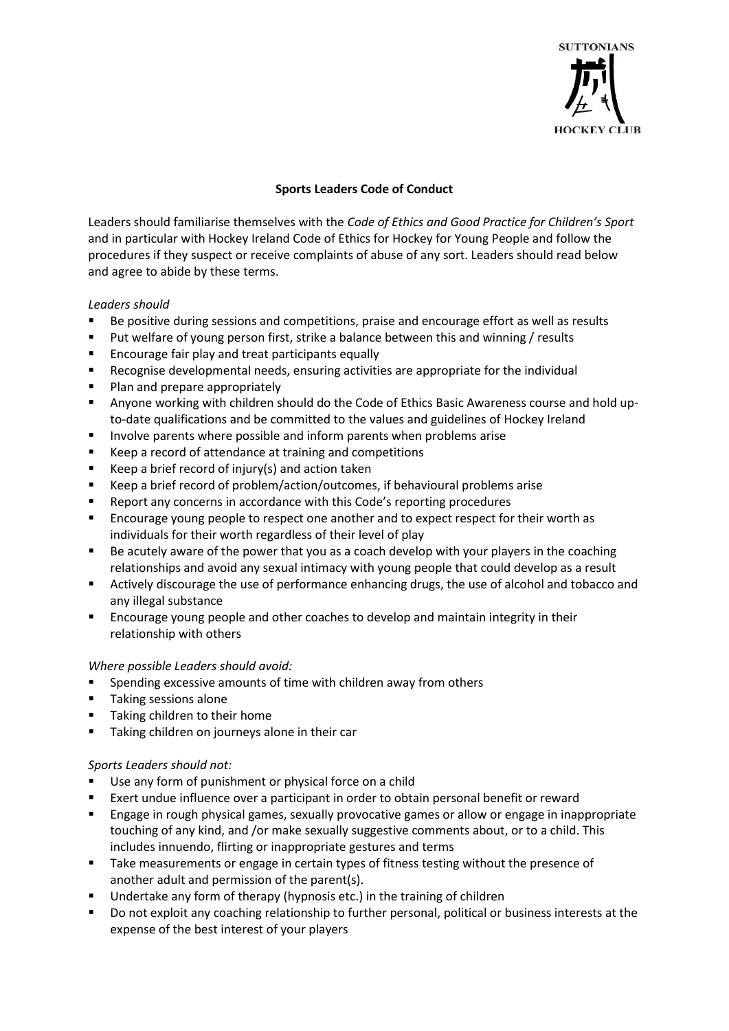SUTTONIANS

HOCKEY CLUB

**Sports Leaders Code of Conduct**

Leaders should familiarise themselves with the *Code of Ethics and Good Practice for Children's Sport* and in particular with Hockey Ireland Code of Ethics for Hockey for Young People and follow the procedures if they suspect or receive complaints of abuse of any sort. Leaders should read below and agree to abide by these terms.

*Leaders should*

- Be positive during sessions and competitions, praise and encourage effort as well as results
- Put welfare of young person first, strike a balance between this and winning / results
- Encourage fair play and treat participants equally
- Recognise developmental needs, ensuring activities are appropriate for the individual
- Plan and prepare appropriately
- Anyone working with children should do the Code of Ethics Basic Awareness course and hold up-to-date qualifications and be committed to the values and guidelines of Hockey Ireland
- Involve parents where possible and inform parents when problems arise
- Keep a record of attendance at training and competitions
- Keep a brief record of injury(s) and action taken
- Keep a brief record of problem/action/outcomes, if behavioural problems arise
- Report any concerns in accordance with this Code's reporting procedures
- Encourage young people to respect one another and to expect respect for their worth as individuals for their worth regardless of their level of play
- Be acutely aware of the power that you as a coach develop with your players in the coaching relationships and avoid any sexual intimacy with young people that could develop as a result
- Actively discourage the use of performance enhancing drugs, the use of alcohol and tobacco and any illegal substance
- Encourage young people and other coaches to develop and maintain integrity in their relationship with others

*Where possible Leaders should avoid:*

- Spending excessive amounts of time with children away from others
- Taking sessions alone
- Taking children to their home
- Taking children on journeys alone in their car

*Sports Leaders should not:*

- Use any form of punishment or physical force on a child
- Exert undue influence over a participant in order to obtain personal benefit or reward
- Engage in rough physical games, sexually provocative games or allow or engage in inappropriate touching of any kind, and /or make sexually suggestive comments about, or to a child. This includes innuendo, flirting or inappropriate gestures and terms
- Take measurements or engage in certain types of fitness testing without the presence of another adult and permission of the parent(s).
- Undertake any form of therapy (hypnosis etc.) in the training of children
- Do not exploit any coaching relationship to further personal, political or business interests at the expense of the best interest of your players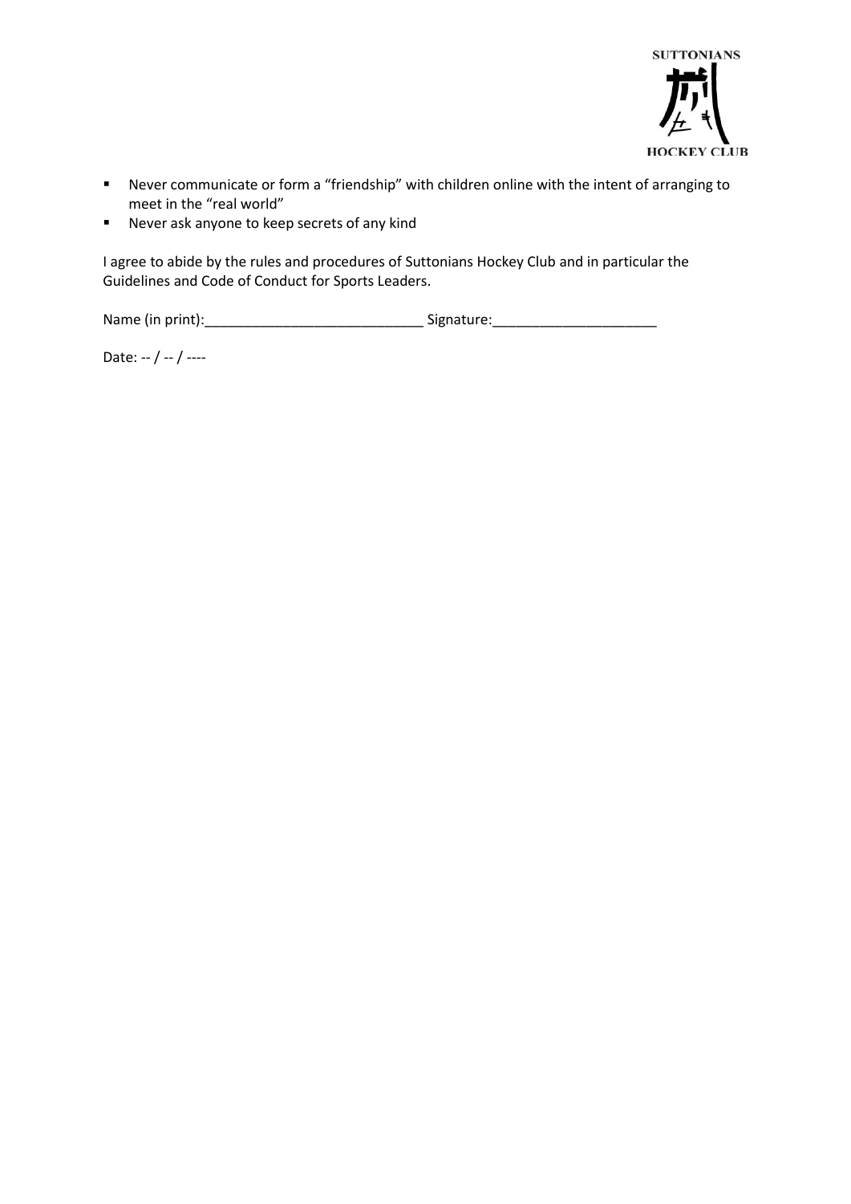- Never communicate or form a “friendship” with children online with the intent of arranging to meet in the “real world”
- Never ask anyone to keep secrets of any kind

I agree to abide by the rules and procedures of Suttonians Hockey Club and in particular the Guidelines and Code of Conduct for Sports Leaders.

Name (in print):____________________________ Signature:_____________________

Date: -- / -- / ----